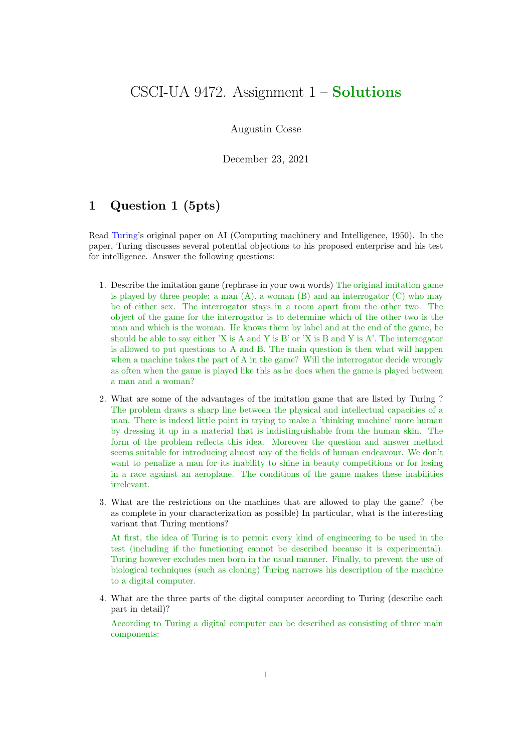# CSCI-UA 9472. Assignment 1 – **Solutions**

Augustin Cosse

December 23, 2021

## 1 Question 1 (5pts)

Read Turing's original paper on AI (Computing machinery and Intelligence, 1950). In the paper, Turing discusses several potential objections to his proposed enterprise and his test for intelligence. Answer the following questions:

1. Describe the imitation game (rephrase in your own words) The original imitation game is played by three people: a man (A), a woman (B) and an interrogator (C) who may be of either sex. The interrogator stays in a room apart from the other two. The object of the game for the interrogator is to determine which of the other two is the man and which is the woman. He knows them by label and at the end of the game, he should be able to say either 'X is A and Y is B' or 'X is B and Y is A'. The interrogator is allowed to put questions to A and B. The main question is then what will happen when a machine takes the part of A in the game? Will the interrogator decide wrongly as often when the game is played like this as he does when the game is played between a man and a woman?

2. What are some of the advantages of the imitation game that are listed by Turing ? The problem draws a sharp line between the physical and intellectual capacities of a man. There is indeed little point in trying to make a 'thinking machine' more human by dressing it up in a material that is indistinguishable from the human skin. The form of the problem reflects this idea. Moreover the question and answer method seems suitable for introducing almost any of the fields of human endeavour. We don't want to penalize a man for its inability to shine in beauty competitions or for losing in a race against an aeroplane. The conditions of the game makes these inabilities irrelevant.

3. What are the restrictions on the machines that are allowed to play the game? (be as complete in your characterization as possible) In particular, what is the interesting variant that Turing mentions?

   At first, the idea of Turing is to permit every kind of engineering to be used in the test (including if the functioning cannot be described because it is experimental). Turing however excludes men born in the usual manner. Finally, to prevent the use of biological techniques (such as cloning) Turing narrows his description of the machine to a digital computer.

4. What are the three parts of the digital computer according to Turing (describe each part in detail)?

   According to Turing a digital computer can be described as consisting of three main components: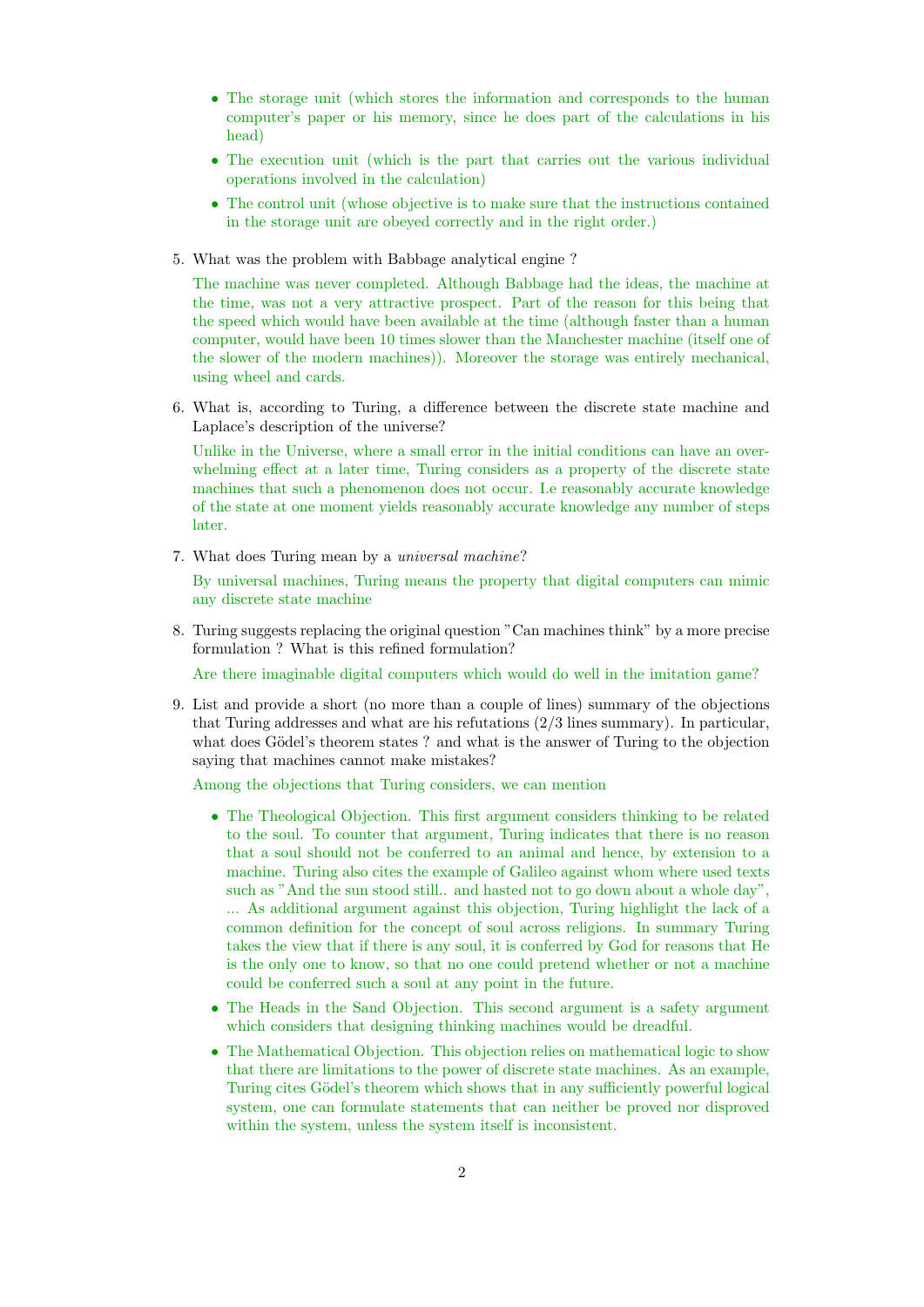- The storage unit (which stores the information and corresponds to the human computer's paper or his memory, since he does part of the calculations in his head)
- The execution unit (which is the part that carries out the various individual operations involved in the calculation)
- The control unit (whose objective is to make sure that the instructions contained in the storage unit are obeyed correctly and in the right order.)

5. What was the problem with Babbage analytical engine ?

   The machine was never completed. Although Babbage had the ideas, the machine at the time, was not a very attractive prospect. Part of the reason for this being that the speed which would have been available at the time (although faster than a human computer, would have been 10 times slower than the Manchester machine (itself one of the slower of the modern machines)). Moreover the storage was entirely mechanical, using wheel and cards.

6. What is, according to Turing, a difference between the discrete state machine and Laplace's description of the universe?

   Unlike in the Universe, where a small error in the initial conditions can have an overwhelming effect at a later time, Turing considers as a property of the discrete state machines that such a phenomenon does not occur. I.e reasonably accurate knowledge of the state at one moment yields reasonably accurate knowledge any number of steps later.

7. What does Turing mean by a *universal machine*?

   By universal machines, Turing means the property that digital computers can mimic any discrete state machine

8. Turing suggests replacing the original question "Can machines think" by a more precise formulation ? What is this refined formulation?

   Are there imaginable digital computers which would do well in the imitation game?

9. List and provide a short (no more than a couple of lines) summary of the objections that Turing addresses and what are his refutations (2/3 lines summary). In particular, what does Gödel's theorem states ? and what is the answer of Turing to the objection saying that machines cannot make mistakes?

   Among the objections that Turing considers, we can mention

   - The Theological Objection. This first argument considers thinking to be related to the soul. To counter that argument, Turing indicates that there is no reason that a soul should not be conferred to an animal and hence, by extension to a machine. Turing also cites the example of Galileo against whom where used texts such as "And the sun stood still.. and hasted not to go down about a whole day", ... As additional argument against this objection, Turing highlight the lack of a common definition for the concept of soul across religions. In summary Turing takes the view that if there is any soul, it is conferred by God for reasons that He is the only one to know, so that no one could pretend whether or not a machine could be conferred such a soul at any point in the future.
   - The Heads in the Sand Objection. This second argument is a safety argument which considers that designing thinking machines would be dreadful.
   - The Mathematical Objection. This objection relies on mathematical logic to show that there are limitations to the power of discrete state machines. As an example, Turing cites Gödel's theorem which shows that in any sufficiently powerful logical system, one can formulate statements that can neither be proved nor disproved within the system, unless the system itself is inconsistent.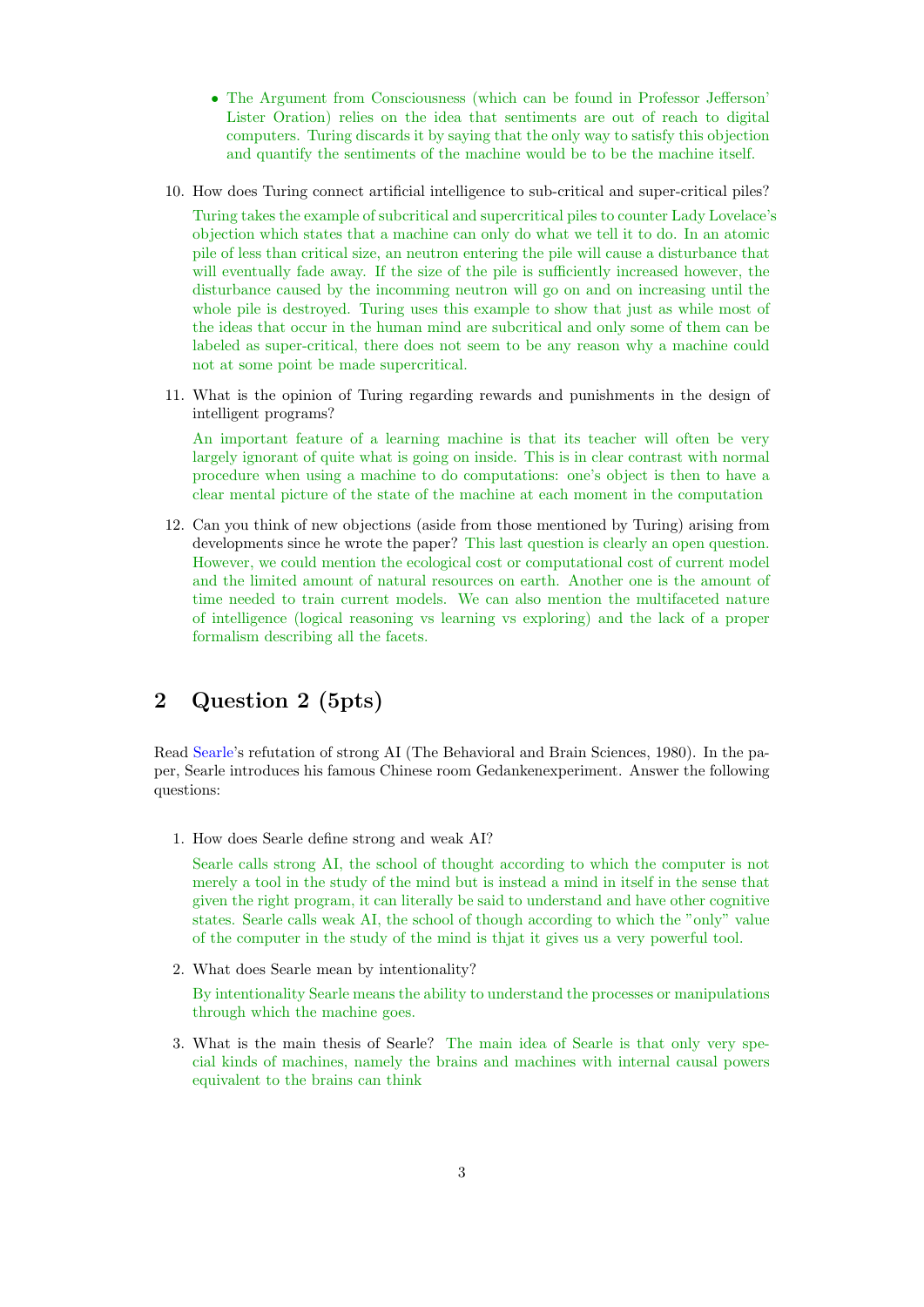- The Argument from Consciousness (which can be found in Professor Jefferson' Lister Oration) relies on the idea that sentiments are out of reach to digital computers. Turing discards it by saying that the only way to satisfy this objection and quantify the sentiments of the machine would be to be the machine itself.

10. How does Turing connect artificial intelligence to sub-critical and super-critical piles?

    Turing takes the example of subcritical and supercritical piles to counter Lady Lovelace's objection which states that a machine can only do what we tell it to do. In an atomic pile of less than critical size, an neutron entering the pile will cause a disturbance that will eventually fade away. If the size of the pile is sufficiently increased however, the disturbance caused by the incomming neutron will go on and on increasing until the whole pile is destroyed. Turing uses this example to show that just as while most of the ideas that occur in the human mind are subcritical and only some of them can be labeled as super-critical, there does not seem to be any reason why a machine could not at some point be made supercritical.

11. What is the opinion of Turing regarding rewards and punishments in the design of intelligent programs?

    An important feature of a learning machine is that its teacher will often be very largely ignorant of quite what is going on inside. This is in clear contrast with normal procedure when using a machine to do computations: one's object is then to have a clear mental picture of the state of the machine at each moment in the computation

12. Can you think of new objections (aside from those mentioned by Turing) arising from developments since he wrote the paper? This last question is clearly an open question. However, we could mention the ecological cost or computational cost of current model and the limited amount of natural resources on earth. Another one is the amount of time needed to train current models. We can also mention the multifaceted nature of intelligence (logical reasoning vs learning vs exploring) and the lack of a proper formalism describing all the facets.

## 2 Question 2 (5pts)

Read Searle's refutation of strong AI (The Behavioral and Brain Sciences, 1980). In the paper, Searle introduces his famous Chinese room Gedankenexperiment. Answer the following questions:

1. How does Searle define strong and weak AI?

   Searle calls strong AI, the school of thought according to which the computer is not merely a tool in the study of the mind but is instead a mind in itself in the sense that given the right program, it can literally be said to understand and have other cognitive states. Searle calls weak AI, the school of though according to which the "only" value of the computer in the study of the mind is thjat it gives us a very powerful tool.

2. What does Searle mean by intentionality?

   By intentionality Searle means the ability to understand the processes or manipulations through which the machine goes.

3. What is the main thesis of Searle? The main idea of Searle is that only very special kinds of machines, namely the brains and machines with internal causal powers equivalent to the brains can think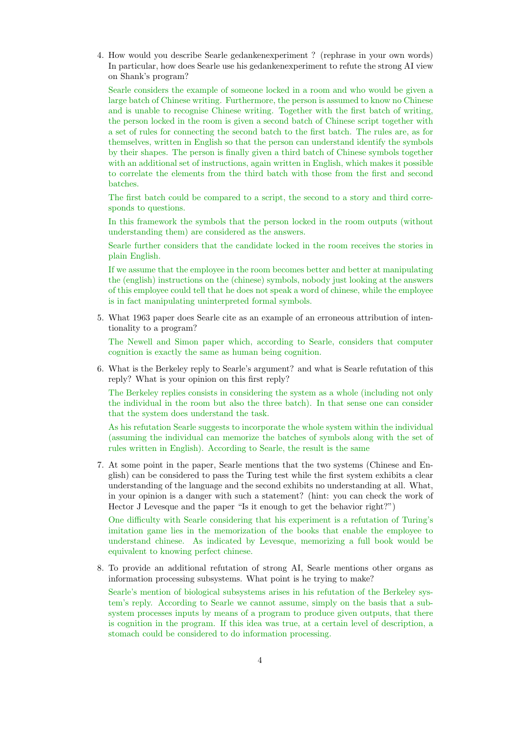4. How would you describe Searle gedankenexperiment ? (rephrase in your own words) In particular, how does Searle use his gedankenexperiment to refute the strong AI view on Shank's program?

   Searle considers the example of someone locked in a room and who would be given a large batch of Chinese writing. Furthermore, the person is assumed to know no Chinese and is unable to recognise Chinese writing. Together with the first batch of writing, the person locked in the room is given a second batch of Chinese script together with a set of rules for connecting the second batch to the first batch. The rules are, as for themselves, written in English so that the person can understand identify the symbols by their shapes. The person is finally given a third batch of Chinese symbols together with an additional set of instructions, again written in English, which makes it possible to correlate the elements from the third batch with those from the first and second batches.

   The first batch could be compared to a script, the second to a story and third corresponds to questions.

   In this framework the symbols that the person locked in the room outputs (without understanding them) are considered as the answers.

   Searle further considers that the candidate locked in the room receives the stories in plain English.

   If we assume that the employee in the room becomes better and better at manipulating the (english) instructions on the (chinese) symbols, nobody just looking at the answers of this employee could tell that he does not speak a word of chinese, while the employee is in fact manipulating uninterpreted formal symbols.

5. What 1963 paper does Searle cite as an example of an erroneous attribution of intentionality to a program?

   The Newell and Simon paper which, according to Searle, considers that computer cognition is exactly the same as human being cognition.

6. What is the Berkeley reply to Searle's argument? and what is Searle refutation of this reply? What is your opinion on this first reply?

   The Berkeley replies consists in considering the system as a whole (including not only the individual in the room but also the three batch). In that sense one can consider that the system does understand the task.

   As his refutation Searle suggests to incorporate the whole system within the individual (assuming the individual can memorize the batches of symbols along with the set of rules written in English). According to Searle, the result is the same

7. At some point in the paper, Searle mentions that the two systems (Chinese and English) can be considered to pass the Turing test while the first system exhibits a clear understanding of the language and the second exhibits no understanding at all. What, in your opinion is a danger with such a statement? (hint: you can check the work of Hector J Levesque and the paper "Is it enough to get the behavior right?")

   One difficulty with Searle considering that his experiment is a refutation of Turing's imitation game lies in the memorization of the books that enable the employee to understand chinese. As indicated by Levesque, memorizing a full book would be equivalent to knowing perfect chinese.

8. To provide an additional refutation of strong AI, Searle mentions other organs as information processing subsystems. What point is he trying to make?

   Searle's mention of biological subsystems arises in his refutation of the Berkeley system's reply. According to Searle we cannot assume, simply on the basis that a subsystem processes inputs by means of a program to produce given outputs, that there is cognition in the program. If this idea was true, at a certain level of description, a stomach could be considered to do information processing.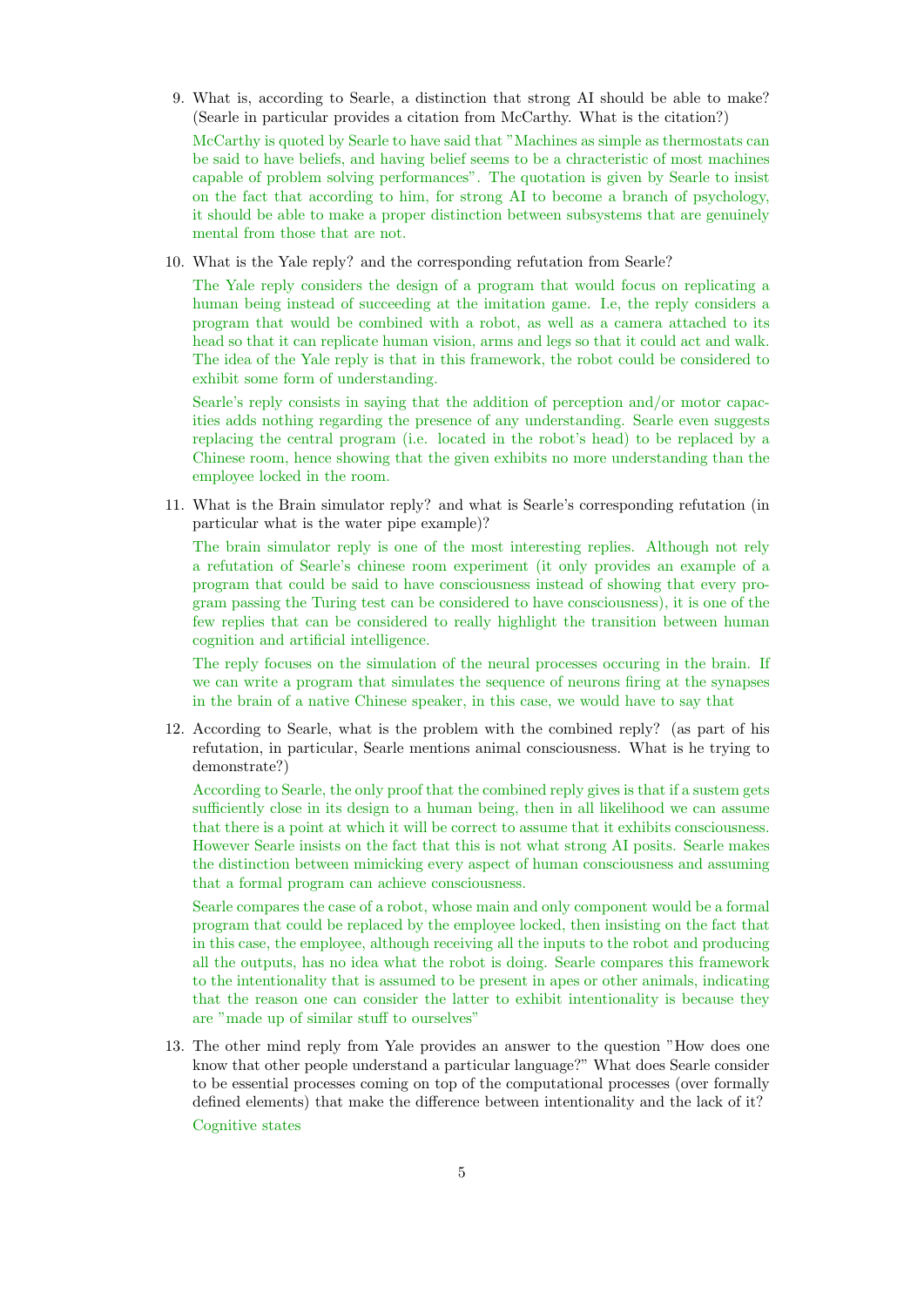9. What is, according to Searle, a distinction that strong AI should be able to make? (Searle in particular provides a citation from McCarthy. What is the citation?)

   McCarthy is quoted by Searle to have said that "Machines as simple as thermostats can be said to have beliefs, and having belief seems to be a chracteristic of most machines capable of problem solving performances". The quotation is given by Searle to insist on the fact that according to him, for strong AI to become a branch of psychology, it should be able to make a proper distinction between subsystems that are genuinely mental from those that are not.

10. What is the Yale reply? and the corresponding refutation from Searle?

    The Yale reply considers the design of a program that would focus on replicating a human being instead of succeeding at the imitation game. I.e, the reply considers a program that would be combined with a robot, as well as a camera attached to its head so that it can replicate human vision, arms and legs so that it could act and walk. The idea of the Yale reply is that in this framework, the robot could be considered to exhibit some form of understanding.

    Searle's reply consists in saying that the addition of perception and/or motor capacities adds nothing regarding the presence of any understanding. Searle even suggests replacing the central program (i.e. located in the robot's head) to be replaced by a Chinese room, hence showing that the given exhibits no more understanding than the employee locked in the room.

11. What is the Brain simulator reply? and what is Searle's corresponding refutation (in particular what is the water pipe example)?

    The brain simulator reply is one of the most interesting replies. Although not rely a refutation of Searle's chinese room experiment (it only provides an example of a program that could be said to have consciousness instead of showing that every program passing the Turing test can be considered to have consciousness), it is one of the few replies that can be considered to really highlight the transition between human cognition and artificial intelligence.

    The reply focuses on the simulation of the neural processes occuring in the brain. If we can write a program that simulates the sequence of neurons firing at the synapses in the brain of a native Chinese speaker, in this case, we would have to say that

12. According to Searle, what is the problem with the combined reply? (as part of his refutation, in particular, Searle mentions animal consciousness. What is he trying to demonstrate?)

    According to Searle, the only proof that the combined reply gives is that if a sustem gets sufficiently close in its design to a human being, then in all likelihood we can assume that there is a point at which it will be correct to assume that it exhibits consciousness. However Searle insists on the fact that this is not what strong AI posits. Searle makes the distinction between mimicking every aspect of human consciousness and assuming that a formal program can achieve consciousness.

    Searle compares the case of a robot, whose main and only component would be a formal program that could be replaced by the employee locked, then insisting on the fact that in this case, the employee, although receiving all the inputs to the robot and producing all the outputs, has no idea what the robot is doing. Searle compares this framework to the intentionality that is assumed to be present in apes or other animals, indicating that the reason one can consider the latter to exhibit intentionality is because they are "made up of similar stuff to ourselves"

13. The other mind reply from Yale provides an answer to the question "How does one know that other people understand a particular language?" What does Searle consider to be essential processes coming on top of the computational processes (over formally defined elements) that make the difference between intentionality and the lack of it?

    Cognitive states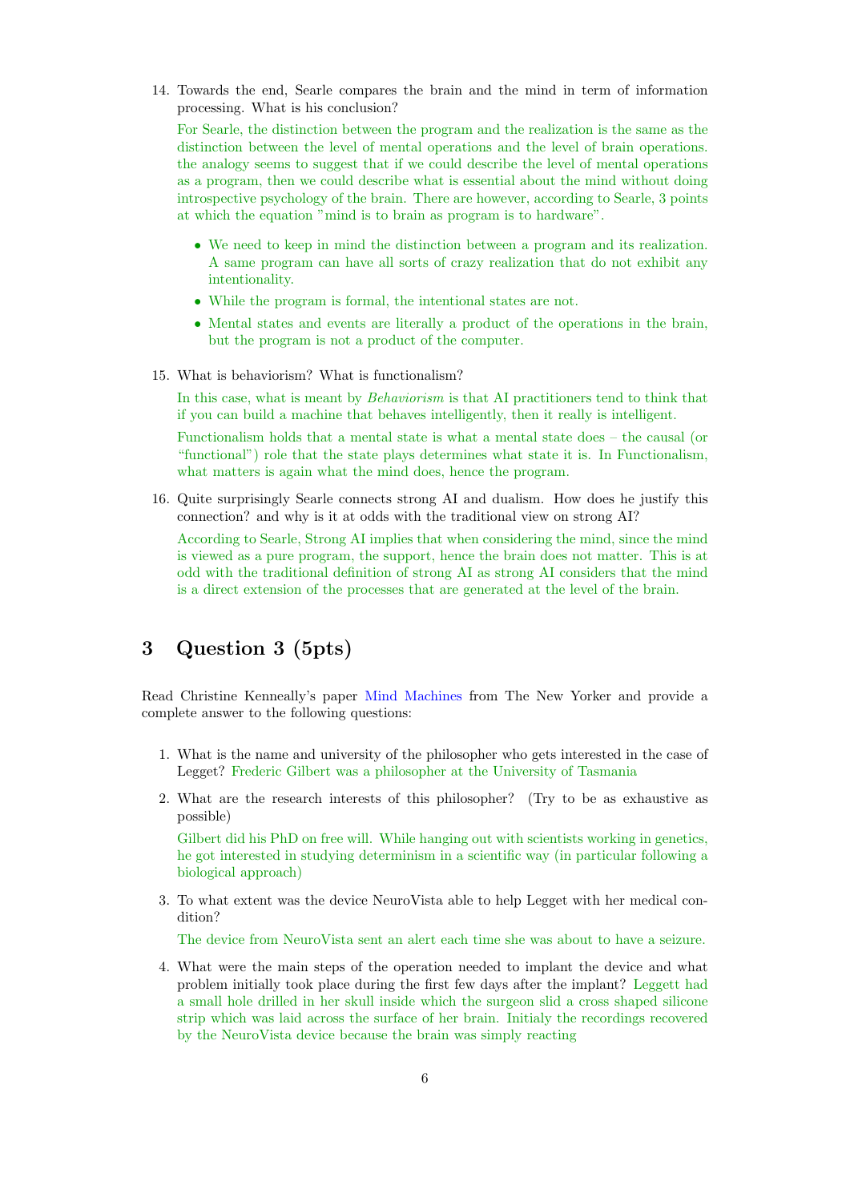14. Towards the end, Searle compares the brain and the mind in term of information processing. What is his conclusion?

    For Searle, the distinction between the program and the realization is the same as the distinction between the level of mental operations and the level of brain operations. the analogy seems to suggest that if we could describe the level of mental operations as a program, then we could describe what is essential about the mind without doing introspective psychology of the brain. There are however, according to Searle, 3 points at which the equation "mind is to brain as program is to hardware".

    - We need to keep in mind the distinction between a program and its realization. A same program can have all sorts of crazy realization that do not exhibit any intentionality.
    - While the program is formal, the intentional states are not.
    - Mental states and events are literally a product of the operations in the brain, but the program is not a product of the computer.

15. What is behaviorism? What is functionalism?

    In this case, what is meant by *Behaviorism* is that AI practitioners tend to think that if you can build a machine that behaves intelligently, then it really is intelligent.

    Functionalism holds that a mental state is what a mental state does – the causal (or "functional") role that the state plays determines what state it is. In Functionalism, what matters is again what the mind does, hence the program.

16. Quite surprisingly Searle connects strong AI and dualism. How does he justify this connection? and why is it at odds with the traditional view on strong AI?

    According to Searle, Strong AI implies that when considering the mind, since the mind is viewed as a pure program, the support, hence the brain does not matter. This is at odd with the traditional definition of strong AI as strong AI considers that the mind is a direct extension of the processes that are generated at the level of the brain.

## 3 Question 3 (5pts)

Read Christine Kenneally's paper Mind Machines from The New Yorker and provide a complete answer to the following questions:

1. What is the name and university of the philosopher who gets interested in the case of Legget? Frederic Gilbert was a philosopher at the University of Tasmania

2. What are the research interests of this philosopher? (Try to be as exhaustive as possible)

   Gilbert did his PhD on free will. While hanging out with scientists working in genetics, he got interested in studying determinism in a scientific way (in particular following a biological approach)

3. To what extent was the device NeuroVista able to help Legget with her medical condition?

   The device from NeuroVista sent an alert each time she was about to have a seizure.

4. What were the main steps of the operation needed to implant the device and what problem initially took place during the first few days after the implant? Leggett had a small hole drilled in her skull inside which the surgeon slid a cross shaped silicone strip which was laid across the surface of her brain. Initialy the recordings recovered by the NeuroVista device because the brain was simply reacting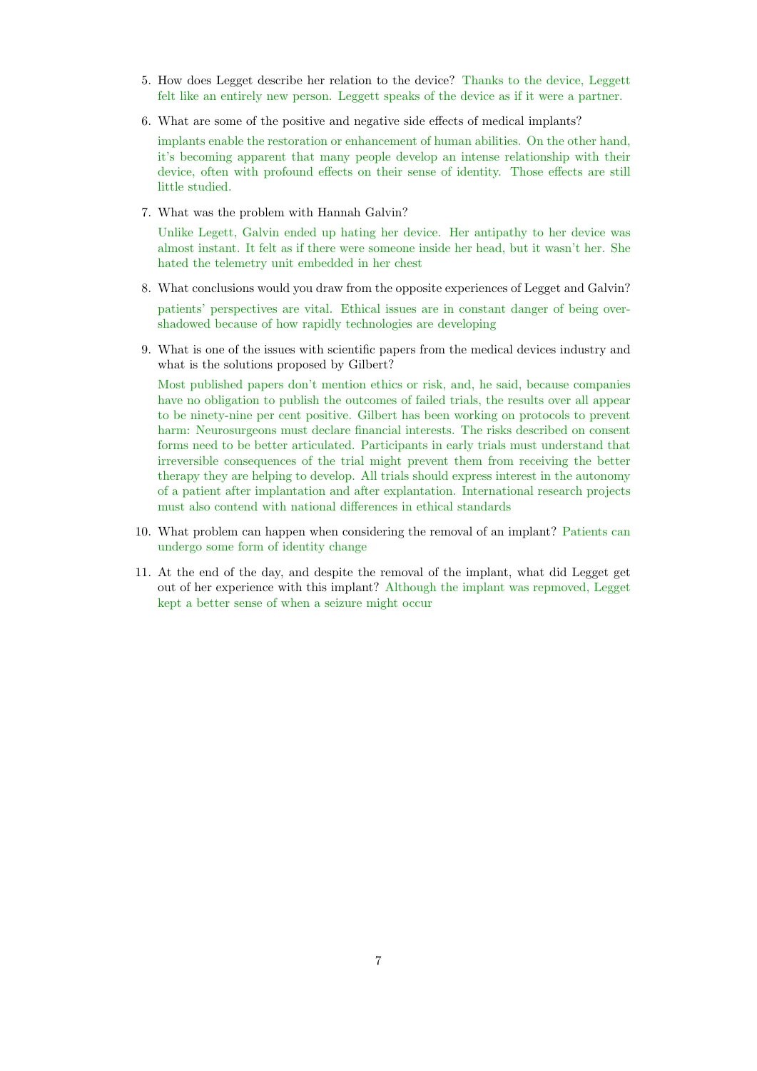5. How does Legget describe her relation to the device? Thanks to the device, Leggett felt like an entirely new person. Leggett speaks of the device as if it were a partner.

6. What are some of the positive and negative side effects of medical implants?

   implants enable the restoration or enhancement of human abilities. On the other hand, it's becoming apparent that many people develop an intense relationship with their device, often with profound effects on their sense of identity. Those effects are still little studied.

7. What was the problem with Hannah Galvin?

   Unlike Legett, Galvin ended up hating her device. Her antipathy to her device was almost instant. It felt as if there were someone inside her head, but it wasn't her. She hated the telemetry unit embedded in her chest

8. What conclusions would you draw from the opposite experiences of Legget and Galvin?

   patients' perspectives are vital. Ethical issues are in constant danger of being overshadowed because of how rapidly technologies are developing

9. What is one of the issues with scientific papers from the medical devices industry and what is the solutions proposed by Gilbert?

   Most published papers don't mention ethics or risk, and, he said, because companies have no obligation to publish the outcomes of failed trials, the results over all appear to be ninety-nine per cent positive. Gilbert has been working on protocols to prevent harm: Neurosurgeons must declare financial interests. The risks described on consent forms need to be better articulated. Participants in early trials must understand that irreversible consequences of the trial might prevent them from receiving the better therapy they are helping to develop. All trials should express interest in the autonomy of a patient after implantation and after explantation. International research projects must also contend with national differences in ethical standards

10. What problem can happen when considering the removal of an implant? Patients can undergo some form of identity change

11. At the end of the day, and despite the removal of the implant, what did Legget get out of her experience with this implant? Although the implant was repmoved, Legget kept a better sense of when a seizure might occur